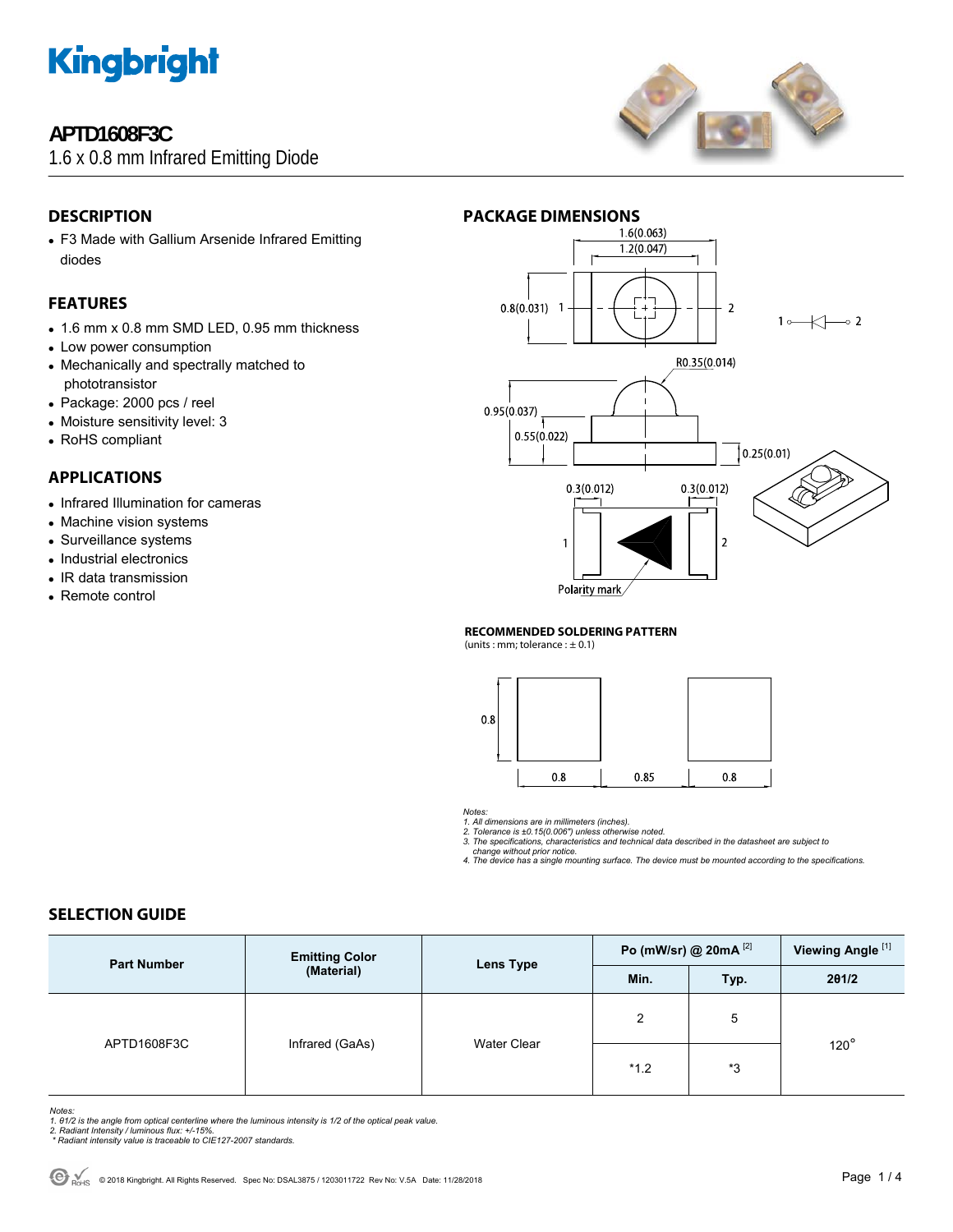# APTD1608F3C

1.6 x 0.8 mm Infrared Emitting Diode

## DESCRIPTION

- F3 Made with Gallium Arsenide Infrared Emitting diodes

## FEATURES

- 1.6 mm x 0.8 mm SMD LED, 0.95 mm thickness
- Low power consumption
- Mechanically and spectrally matched to phototransistor
- Package: 2000 pcs / reel
- Moisture sensitivity level: 3
- RoHS compliant

## APPLICATIONS

- Infrared Illumination for cameras
- Machine vision systems
- Surveillance systems
- Industrial electronics
- IR data transmission
- Remote control

## PACKAGE DIMENSIONS

1.6(0.063)
1.2(0.047)
0.8(0.031)
R0.35(0.014)
0.95(0.037)
0.55(0.022)
0.25(0.01)
0.3(0.012)
0.3(0.012)
Polarity mark

### RECOMMENDED SOLDERING PATTERN

(units : mm; tolerance : ± 0.1)

0.8
0.8 0.85 0.8

*Notes:*
*1. All dimensions are in millimeters (inches).*
*2. Tolerance is ±0.15(0.006") unless otherwise noted.*
*3. The specifications, characteristics and technical data described in the datasheet are subject to change without prior notice.*
*4. The device has a single mounting surface. The device must be mounted according to the specifications.*

## SELECTION GUIDE

| Part Number | Emitting Color (Material) | Lens Type | Po (mW/sr) @ 20mA [2] | | Viewing Angle [1] |
|---|---|---|---|---|---|
| | | | Min. | Typ. | 2θ1/2 |
| APTD1608F3C | Infrared (GaAs) | Water Clear | 2 | 5 | 120° |
| | | | *1.2 | *3 | |

*Notes:*
*1. θ1/2 is the angle from optical centerline where the luminous intensity is 1/2 of the optical peak value.*
*2. Radiant Intensity / luminous flux: +/-15%.*
*\* Radiant intensity value is traceable to CIE127-2007 standards.*

© 2018 Kingbright. All Rights Reserved. Spec No: DSAL3875 / 1203011722 Rev No: V.5A Date: 11/28/2018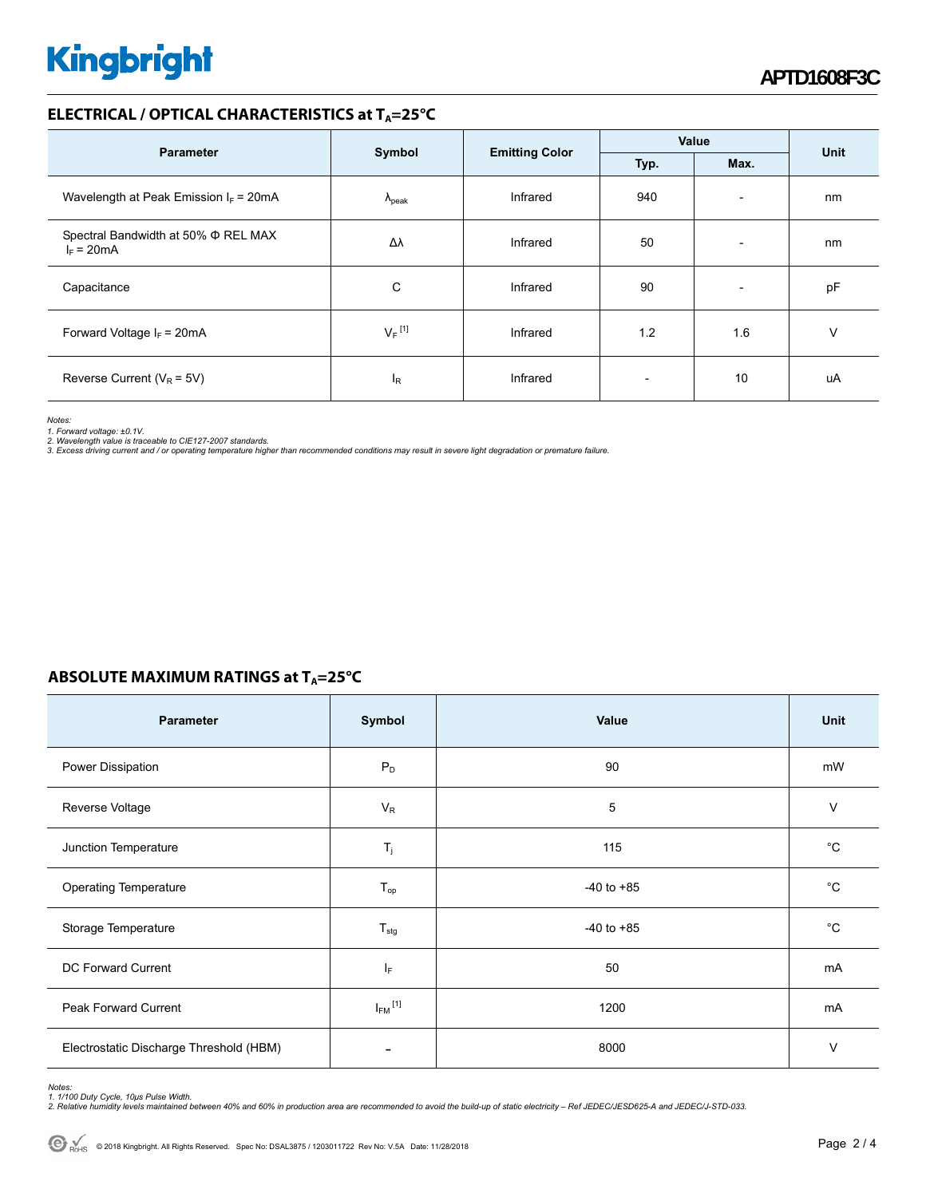## ELECTRICAL / OPTICAL CHARACTERISTICS at $T_A$=25°C

| Parameter | Symbol | Emitting Color | Value | | Unit |
|---|---|---|---|---|---|
| | | | Typ. | Max. | |
| Wavelength at Peak Emission $I_F$ = 20mA | $\lambda_{peak}$ | Infrared | 940 | - | nm |
| Spectral Bandwidth at 50% Φ REL MAX $I_F$ = 20mA | Δλ | Infrared | 50 | - | nm |
| Capacitance | C | Infrared | 90 | - | pF |
| Forward Voltage $I_F$ = 20mA | $V_F$ [1] | Infrared | 1.2 | 1.6 | V |
| Reverse Current ($V_R$ = 5V) | $I_R$ | Infrared | - | 10 | uA |

*Notes:*
*1. Forward voltage: ±0.1V.*
*2. Wavelength value is traceable to CIE127-2007 standards.*
*3. Excess driving current and / or operating temperature higher than recommended conditions may result in severe light degradation or premature failure.*

## ABSOLUTE MAXIMUM RATINGS at $T_A$=25°C

| Parameter | Symbol | Value | Unit |
|---|---|---|---|
| Power Dissipation | $P_D$ | 90 | mW |
| Reverse Voltage | $V_R$ | 5 | V |
| Junction Temperature | $T_j$ | 115 | °C |
| Operating Temperature | $T_{op}$ | -40 to +85 | °C |
| Storage Temperature | $T_{stg}$ | -40 to +85 | °C |
| DC Forward Current | $I_F$ | 50 | mA |
| Peak Forward Current | $I_{FM}$ [1] | 1200 | mA |
| Electrostatic Discharge Threshold (HBM) | - | 8000 | V |

*Notes:*
*1. 1/100 Duty Cycle, 10μs Pulse Width.*
*2. Relative humidity levels maintained between 40% and 60% in production area are recommended to avoid the build-up of static electricity – Ref JEDEC/JESD625-A and JEDEC/J-STD-033.*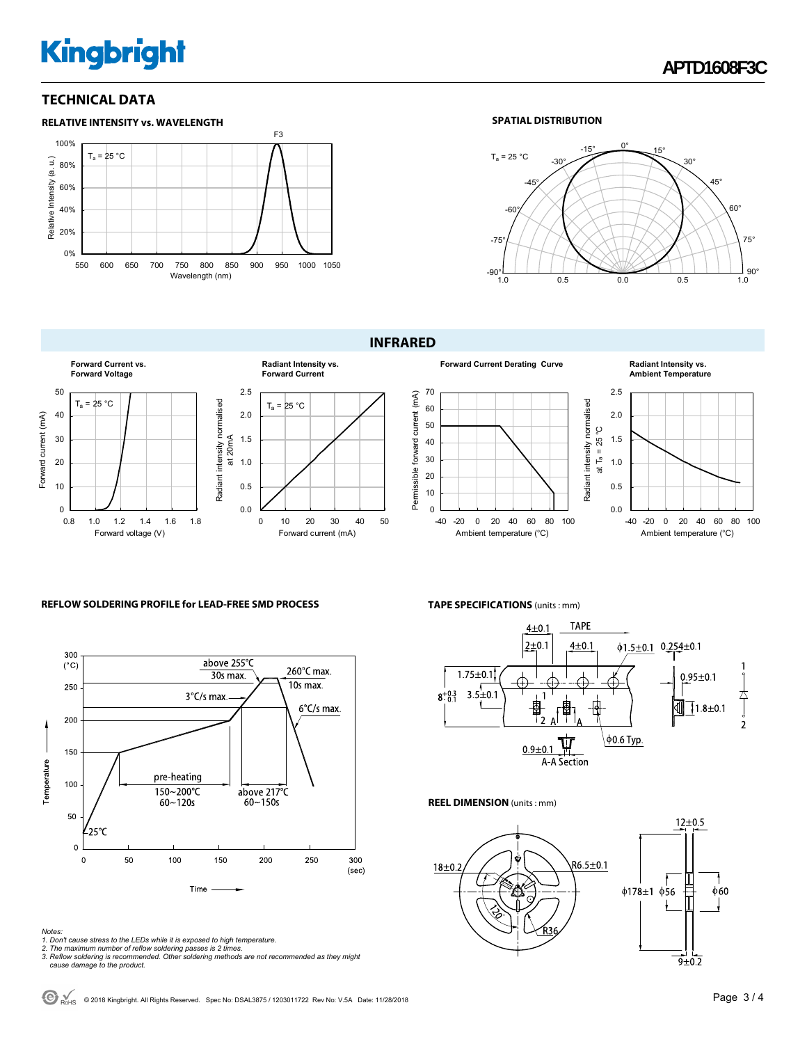## TECHNICAL DATA

### RELATIVE INTENSITY vs. WAVELENGTH

$T_a$ = 25 °C

F3

Relative Intensity (a. u.)

Wavelength (nm)

### SPATIAL DISTRIBUTION

$T_a$ = 25 °C

## INFRARED

**Forward Current vs. Forward Voltage**

**Radiant Intensity vs. Forward Current**

**Forward Current Derating Curve**

**Radiant Intensity vs. Ambient Temperature**

### REFLOW SOLDERING PROFILE for LEAD-FREE SMD PROCESS

### TAPE SPECIFICATIONS (units : mm)

### REEL DIMENSION (units : mm)

Notes:

1. Don't cause stress to the LEDs while it is exposed to high temperature.
2. The maximum number of reflow soldering passes is 2 times.
3. Reflow soldering is recommended. Other soldering methods are not recommended as they might cause damage to the product.

© 2018 Kingbright. All Rights Reserved. Spec No: DSAL3875 / 1203011722 Rev No: V.5A Date: 11/28/2018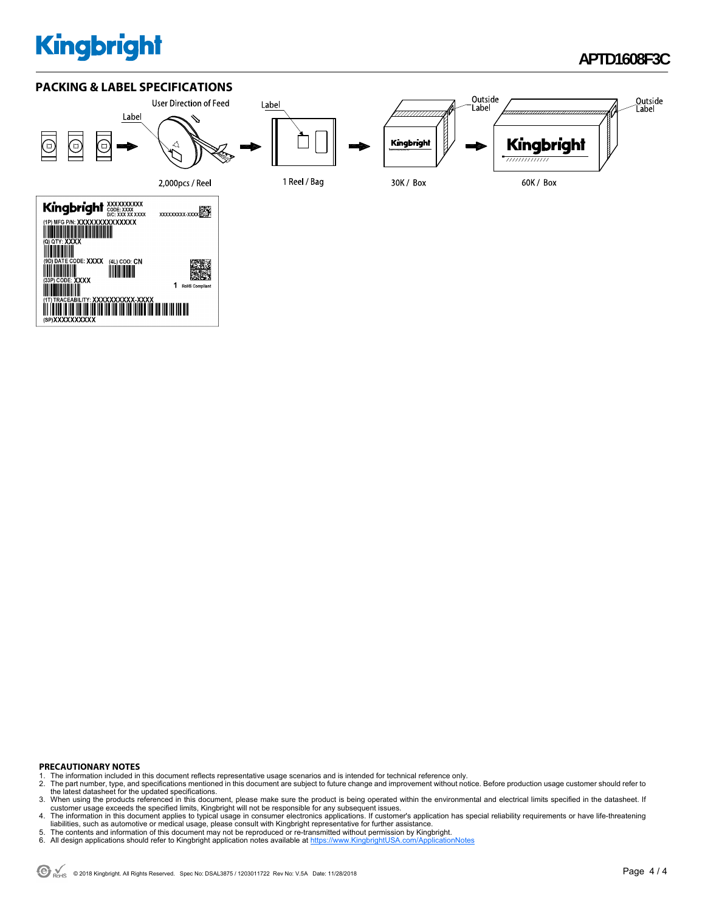## PACKING & LABEL SPECIFICATIONS

User Direction of Feed

Label

Label

Outside Label

Outside Label

2,000pcs / Reel

1 Reel / Bag

30K / Box

60K / Box

Kingbright XXXXXXXXXX
CODE: XXXX
D/C: XXX XX XXXX
XXXXXXXXX-XXXX
(1P) MFG P/N: XXXXXXXXXXXXXX
(Q) QTY: XXXX
(9D) DATE CODE: XXXX (4L) COO: CN
(33P) CODE: XXXX
1 RoHS Compliant
(1T) TRACEABILITY: XXXXXXXXXX-XXXX
(SP)XXXXXXXXXX

### PRECAUTIONARY NOTES

1. The information included in this document reflects representative usage scenarios and is intended for technical reference only.
2. The part number, type, and specifications mentioned in this document are subject to future change and improvement without notice. Before production usage customer should refer to the latest datasheet for the updated specifications.
3. When using the products referenced in this document, please make sure the product is being operated within the environmental and electrical limits specified in the datasheet. If customer usage exceeds the specified limits, Kingbright will not be responsible for any subsequent issues.
4. The information in this document applies to typical usage in consumer electronics applications. If customer's application has special reliability requirements or have life-threatening liabilities, such as automotive or medical usage, please consult with Kingbright representative for further assistance.
5. The contents and information of this document may not be reproduced or re-transmitted without permission by Kingbright.
6. All design applications should refer to Kingbright application notes available at [https://www.KingbrightUSA.com/ApplicationNotes](https://www.KingbrightUSA.com/ApplicationNotes)

© 2018 Kingbright. All Rights Reserved. Spec No: DSAL3875 / 1203011722 Rev No: V.5A Date: 11/28/2018